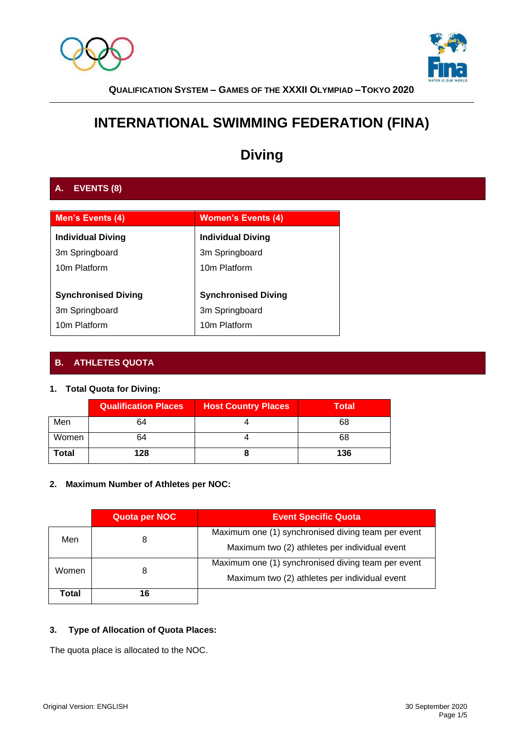QUALIFICATION SYSTEM – GAMES OF THE XXXII OLYMPIAD – TOKYO 2020

# INTERNATIONAL SWIMMING FEDERATION (FINA)

# Diving

## A. EVENTS (8)

| Men's Events (4) | Women's Events (4) |
|---|---|
| **Individual Diving** | **Individual Diving** |
| 3m Springboard | 3m Springboard |
| 10m Platform | 10m Platform |
| | |
| **Synchronised Diving** | **Synchronised Diving** |
| 3m Springboard | 3m Springboard |
| 10m Platform | 10m Platform |

## B. ATHLETES QUOTA

### 1. Total Quota for Diving:

| | Qualification Places | Host Country Places | Total |
|---|---|---|---|
| Men | 64 | 4 | 68 |
| Women | 64 | 4 | 68 |
| **Total** | **128** | **8** | **136** |

### 2. Maximum Number of Athletes per NOC:

| | Quota per NOC | Event Specific Quota |
|---|---|---|
| Men | 8 | Maximum one (1) synchronised diving team per event<br>Maximum two (2) athletes per individual event |
| Women | 8 | Maximum one (1) synchronised diving team per event<br>Maximum two (2) athletes per individual event |
| **Total** | **16** | |

### 3. Type of Allocation of Quota Places:

The quota place is allocated to the NOC.

Original Version: ENGLISH

30 September 2020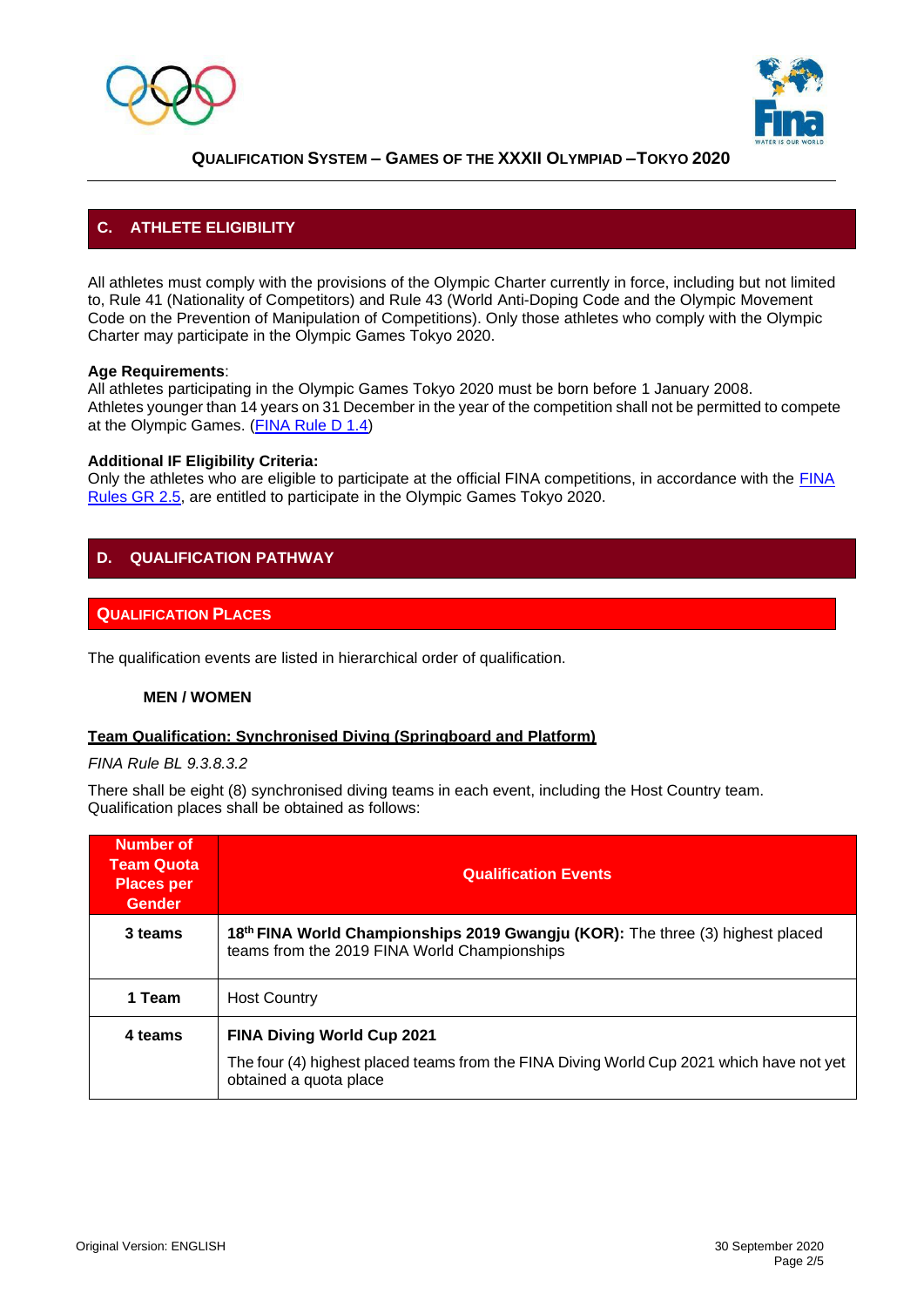## C. ATHLETE ELIGIBILITY

All athletes must comply with the provisions of the Olympic Charter currently in force, including but not limited to, Rule 41 (Nationality of Competitors) and Rule 43 (World Anti-Doping Code and the Olympic Movement Code on the Prevention of Manipulation of Competitions). Only those athletes who comply with the Olympic Charter may participate in the Olympic Games Tokyo 2020.

**Age Requirements**:
All athletes participating in the Olympic Games Tokyo 2020 must be born before 1 January 2008.
Athletes younger than 14 years on 31 December in the year of the competition shall not be permitted to compete at the Olympic Games. (FINA Rule D 1.4)

**Additional IF Eligibility Criteria:**
Only the athletes who are eligible to participate at the official FINA competitions, in accordance with the FINA Rules GR 2.5, are entitled to participate in the Olympic Games Tokyo 2020.

## D. QUALIFICATION PATHWAY

### QUALIFICATION PLACES

The qualification events are listed in hierarchical order of qualification.

**MEN / WOMEN**

**Team Qualification: Synchronised Diving (Springboard and Platform)**

*FINA Rule BL 9.3.8.3.2*

There shall be eight (8) synchronised diving teams in each event, including the Host Country team. Qualification places shall be obtained as follows:

| Number of Team Quota Places per Gender | Qualification Events |
|---|---|
| **3 teams** | **18th FINA World Championships 2019 Gwangju (KOR):** The three (3) highest placed teams from the 2019 FINA World Championships |
| **1 Team** | Host Country |
| **4 teams** | **FINA Diving World Cup 2021** The four (4) highest placed teams from the FINA Diving World Cup 2021 which have not yet obtained a quota place |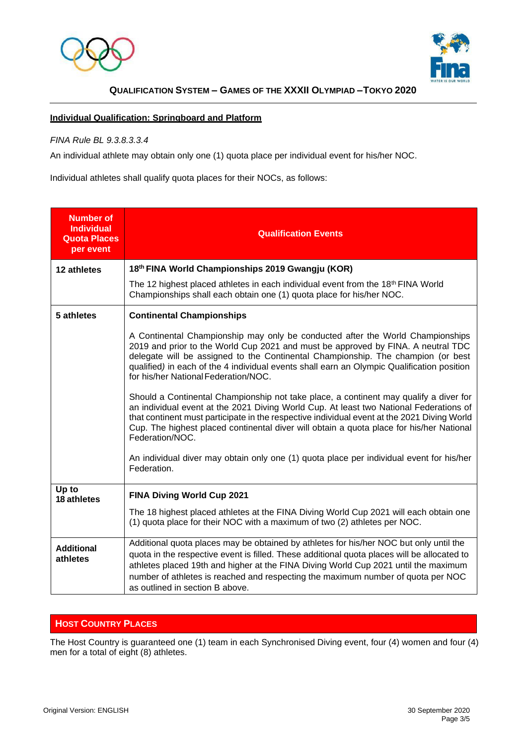**Individual Qualification: Springboard and Platform**

*FINA Rule BL 9.3.8.3.3.4*

An individual athlete may obtain only one (1) quota place per individual event for his/her NOC.

Individual athletes shall qualify quota places for their NOCs, as follows:

| Number of Individual Quota Places per event | Qualification Events |
|---|---|
| **12 athletes** | **18th FINA World Championships 2019 Gwangju (KOR)**<br><br>The 12 highest placed athletes in each individual event from the 18th FINA World Championships shall each obtain one (1) quota place for his/her NOC. |
| **5 athletes** | **Continental Championships**<br><br>A Continental Championship may only be conducted after the World Championships 2019 and prior to the World Cup 2021 and must be approved by FINA. A neutral TDC delegate will be assigned to the Continental Championship. The champion (or best qualified) in each of the 4 individual events shall earn an Olympic Qualification position for his/her National Federation/NOC.<br><br>Should a Continental Championship not take place, a continent may qualify a diver for an individual event at the 2021 Diving World Cup. At least two National Federations of that continent must participate in the respective individual event at the 2021 Diving World Cup. The highest placed continental diver will obtain a quota place for his/her National Federation/NOC.<br><br>An individual diver may obtain only one (1) quota place per individual event for his/her Federation. |
| **Up to 18 athletes** | **FINA Diving World Cup 2021**<br><br>The 18 highest placed athletes at the FINA Diving World Cup 2021 will each obtain one (1) quota place for their NOC with a maximum of two (2) athletes per NOC. |
| **Additional athletes** | Additional quota places may be obtained by athletes for his/her NOC but only until the quota in the respective event is filled. These additional quota places will be allocated to athletes placed 19th and higher at the FINA Diving World Cup 2021 until the maximum number of athletes is reached and respecting the maximum number of quota per NOC as outlined in section B above. |

## HOST COUNTRY PLACES

The Host Country is guaranteed one (1) team in each Synchronised Diving event, four (4) women and four (4) men for a total of eight (8) athletes.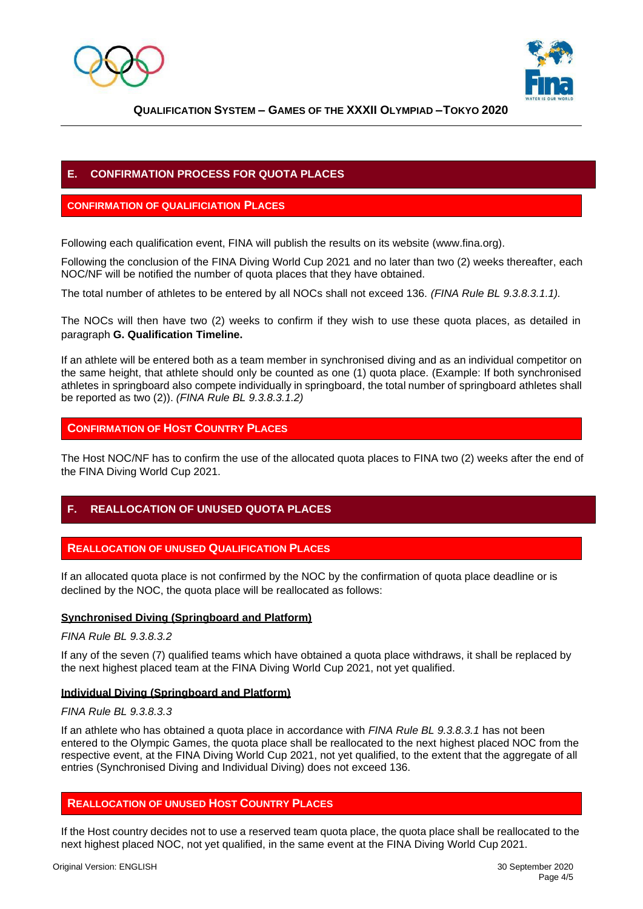## E. CONFIRMATION PROCESS FOR QUOTA PLACES

### CONFIRMATION OF QUALIFICIATION PLACES

Following each qualification event, FINA will publish the results on its website (www.fina.org).

Following the conclusion of the FINA Diving World Cup 2021 and no later than two (2) weeks thereafter, each NOC/NF will be notified the number of quota places that they have obtained.

The total number of athletes to be entered by all NOCs shall not exceed 136. *(FINA Rule BL 9.3.8.3.1.1).*

The NOCs will then have two (2) weeks to confirm if they wish to use these quota places, as detailed in paragraph **G. Qualification Timeline.**

If an athlete will be entered both as a team member in synchronised diving and as an individual competitor on the same height, that athlete should only be counted as one (1) quota place. (Example: If both synchronised athletes in springboard also compete individually in springboard, the total number of springboard athletes shall be reported as two (2)). *(FINA Rule BL 9.3.8.3.1.2)*

### CONFIRMATION OF HOST COUNTRY PLACES

The Host NOC/NF has to confirm the use of the allocated quota places to FINA two (2) weeks after the end of the FINA Diving World Cup 2021.

## F. REALLOCATION OF UNUSED QUOTA PLACES

### REALLOCATION OF UNUSED QUALIFICATION PLACES

If an allocated quota place is not confirmed by the NOC by the confirmation of quota place deadline or is declined by the NOC, the quota place will be reallocated as follows:

**Synchronised Diving (Springboard and Platform)**

*FINA Rule BL 9.3.8.3.2*

If any of the seven (7) qualified teams which have obtained a quota place withdraws, it shall be replaced by the next highest placed team at the FINA Diving World Cup 2021, not yet qualified.

**Individual Diving (Springboard and Platform)**

*FINA Rule BL 9.3.8.3.3*

If an athlete who has obtained a quota place in accordance with *FINA Rule BL 9.3.8.3.1* has not been entered to the Olympic Games, the quota place shall be reallocated to the next highest placed NOC from the respective event, at the FINA Diving World Cup 2021, not yet qualified, to the extent that the aggregate of all entries (Synchronised Diving and Individual Diving) does not exceed 136.

### REALLOCATION OF UNUSED HOST COUNTRY PLACES

If the Host country decides not to use a reserved team quota place, the quota place shall be reallocated to the next highest placed NOC, not yet qualified, in the same event at the FINA Diving World Cup 2021.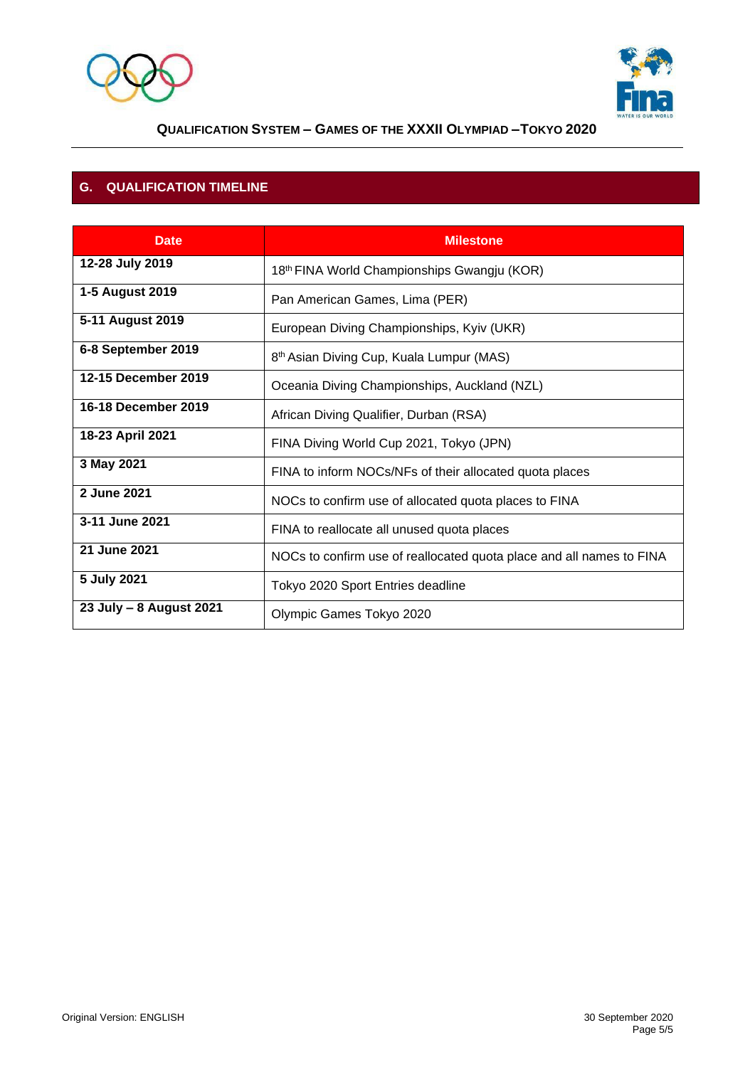## G. QUALIFICATION TIMELINE

| Date | Milestone |
|---|---|
| **12-28 July 2019** | 18th FINA World Championships Gwangju (KOR) |
| **1-5 August 2019** | Pan American Games, Lima (PER) |
| **5-11 August 2019** | European Diving Championships, Kyiv (UKR) |
| **6-8 September 2019** | 8th Asian Diving Cup, Kuala Lumpur (MAS) |
| **12-15 December 2019** | Oceania Diving Championships, Auckland (NZL) |
| **16-18 December 2019** | African Diving Qualifier, Durban (RSA) |
| **18-23 April 2021** | FINA Diving World Cup 2021, Tokyo (JPN) |
| **3 May 2021** | FINA to inform NOCs/NFs of their allocated quota places |
| **2 June 2021** | NOCs to confirm use of allocated quota places to FINA |
| **3-11 June 2021** | FINA to reallocate all unused quota places |
| **21 June 2021** | NOCs to confirm use of reallocated quota place and all names to FINA |
| **5 July 2021** | Tokyo 2020 Sport Entries deadline |
| **23 July – 8 August 2021** | Olympic Games Tokyo 2020 |